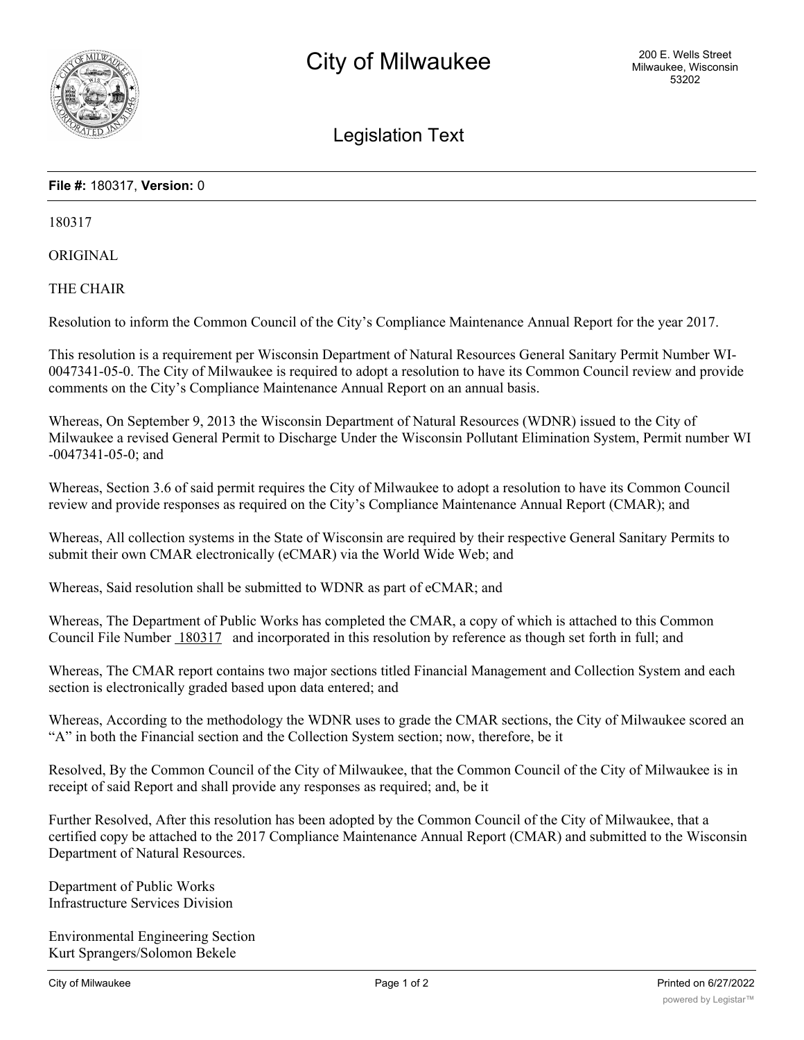# City of Milwaukee

200 E. Wells Street
Milwaukee, Wisconsin
53202

## Legislation Text

**File #:** 180317, **Version:** 0

180317

ORIGINAL

THE CHAIR

Resolution to inform the Common Council of the City's Compliance Maintenance Annual Report for the year 2017.

This resolution is a requirement per Wisconsin Department of Natural Resources General Sanitary Permit Number WI-0047341-05-0. The City of Milwaukee is required to adopt a resolution to have its Common Council review and provide comments on the City's Compliance Maintenance Annual Report on an annual basis.

Whereas, On September 9, 2013 the Wisconsin Department of Natural Resources (WDNR) issued to the City of Milwaukee a revised General Permit to Discharge Under the Wisconsin Pollutant Elimination System, Permit number WI -0047341-05-0; and

Whereas, Section 3.6 of said permit requires the City of Milwaukee to adopt a resolution to have its Common Council review and provide responses as required on the City's Compliance Maintenance Annual Report (CMAR); and

Whereas, All collection systems in the State of Wisconsin are required by their respective General Sanitary Permits to submit their own CMAR electronically (eCMAR) via the World Wide Web; and

Whereas, Said resolution shall be submitted to WDNR as part of eCMAR; and

Whereas, The Department of Public Works has completed the CMAR, a copy of which is attached to this Common Council File Number 180317 and incorporated in this resolution by reference as though set forth in full; and

Whereas, The CMAR report contains two major sections titled Financial Management and Collection System and each section is electronically graded based upon data entered; and

Whereas, According to the methodology the WDNR uses to grade the CMAR sections, the City of Milwaukee scored an "A" in both the Financial section and the Collection System section; now, therefore, be it

Resolved, By the Common Council of the City of Milwaukee, that the Common Council of the City of Milwaukee is in receipt of said Report and shall provide any responses as required; and, be it

Further Resolved, After this resolution has been adopted by the Common Council of the City of Milwaukee, that a certified copy be attached to the 2017 Compliance Maintenance Annual Report (CMAR) and submitted to the Wisconsin Department of Natural Resources.

Department of Public Works
Infrastructure Services Division

Environmental Engineering Section
Kurt Sprangers/Solomon Bekele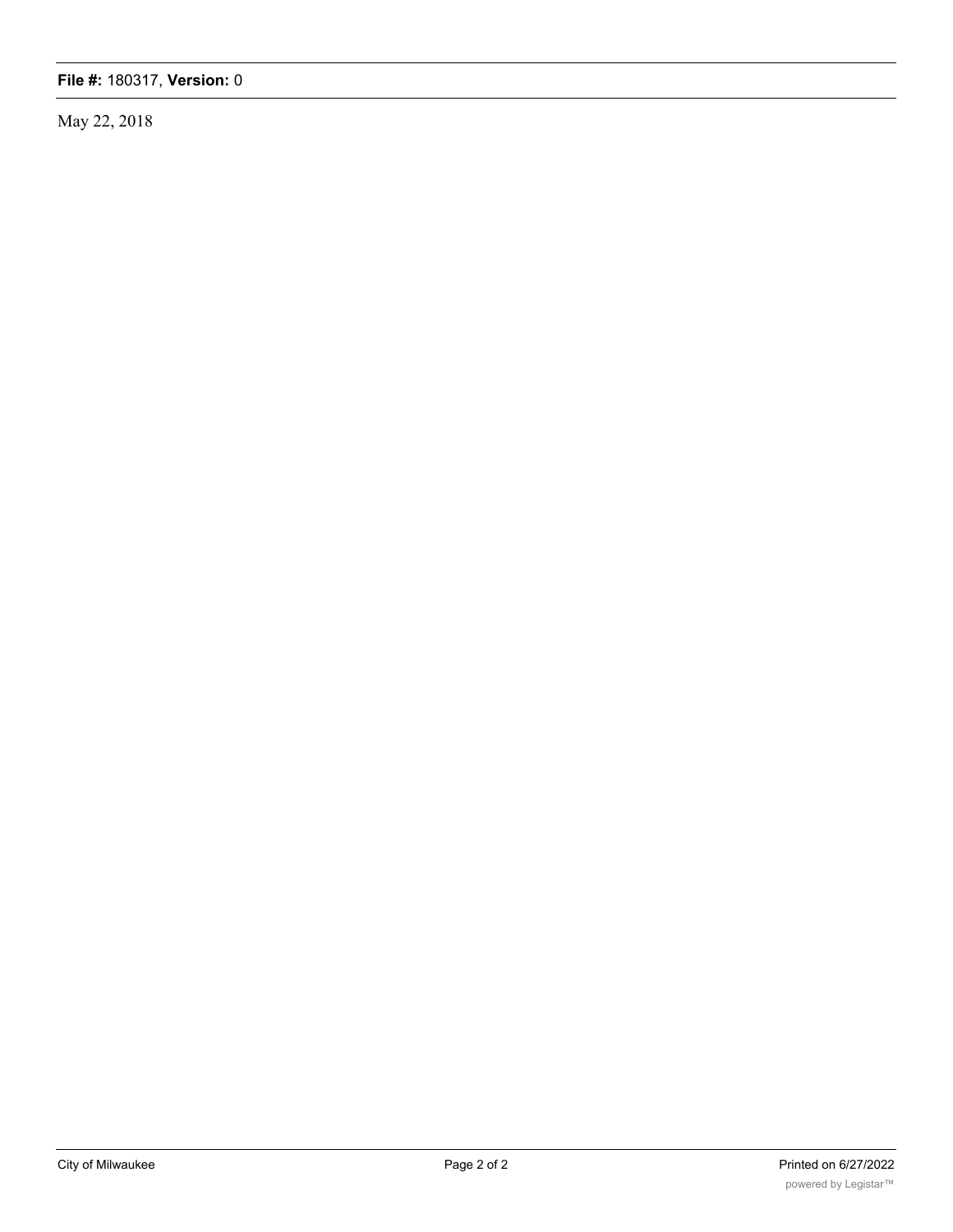**File #:** 180317, **Version:** 0

May 22, 2018